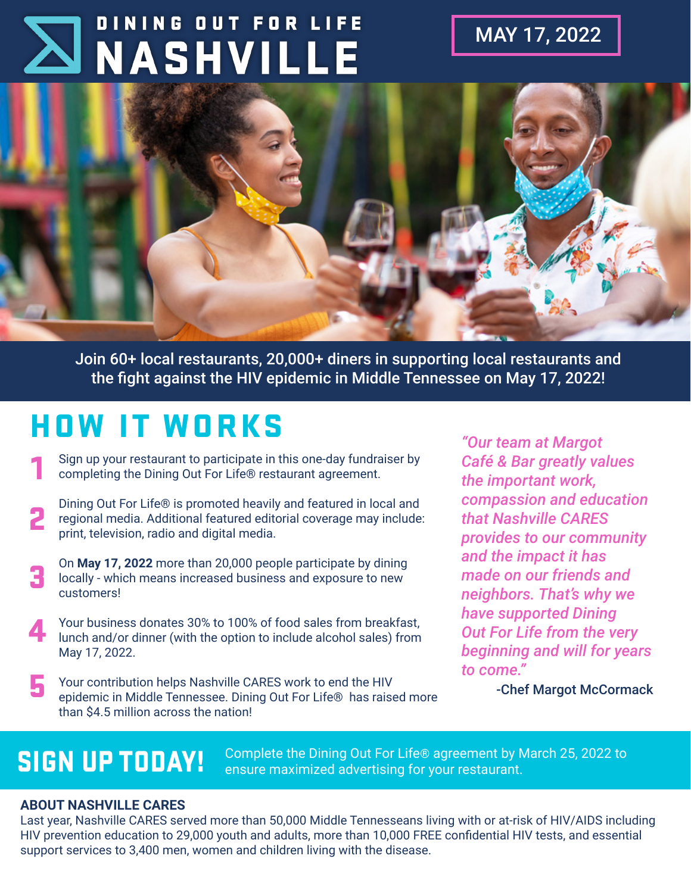# DINING OUT FOR LIFE NASHVILLE

MAY 17, 2022

Join 60+ local restaurants, 20,000+ diners in supporting local restaurants and the fight against the HIV epidemic in Middle Tennessee on May 17, 2022!

## HOW IT WORKS

1. Sign up your restaurant to participate in this one-day fundraiser by completing the Dining Out For Life® restaurant agreement.
2. Dining Out For Life® is promoted heavily and featured in local and regional media. Additional featured editorial coverage may include: print, television, radio and digital media.
3. On **May 17, 2022** more than 20,000 people participate by dining locally - which means increased business and exposure to new customers!
4. Your business donates 30% to 100% of food sales from breakfast, lunch and/or dinner (with the option to include alcohol sales) from May 17, 2022.
5. Your contribution helps Nashville CARES work to end the HIV epidemic in Middle Tennessee. Dining Out For Life® has raised more than $4.5 million across the nation!

*"Our team at Margot Café & Bar greatly values the important work, compassion and education that Nashville CARES provides to our community and the impact it has made on our friends and neighbors. That's why we have supported Dining Out For Life from the very beginning and will for years to come."*

-Chef Margot McCormack

## SIGN UP TODAY!

Complete the Dining Out For Life® agreement by March 25, 2022 to ensure maximized advertising for your restaurant.

### ABOUT NASHVILLE CARES

Last year, Nashville CARES served more than 50,000 Middle Tennesseans living with or at-risk of HIV/AIDS including HIV prevention education to 29,000 youth and adults, more than 10,000 FREE confidential HIV tests, and essential support services to 3,400 men, women and children living with the disease.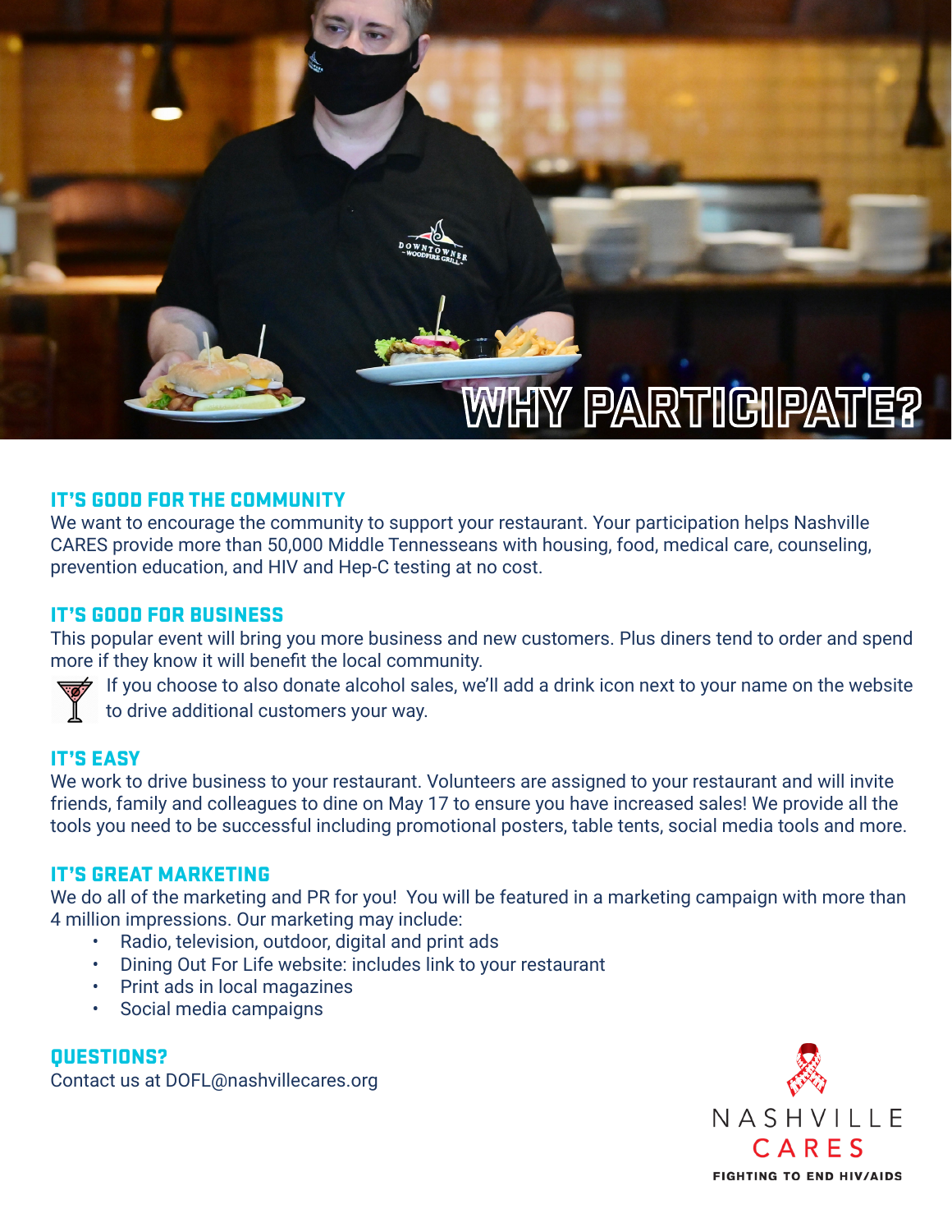# WHY PARTICIPATE?

## IT'S GOOD FOR THE COMMUNITY

We want to encourage the community to support your restaurant. Your participation helps Nashville CARES provide more than 50,000 Middle Tennesseans with housing, food, medical care, counseling, prevention education, and HIV and Hep-C testing at no cost.

## IT'S GOOD FOR BUSINESS

This popular event will bring you more business and new customers. Plus diners tend to order and spend more if they know it will benefit the local community.

If you choose to also donate alcohol sales, we'll add a drink icon next to your name on the website to drive additional customers your way.

## IT'S EASY

We work to drive business to your restaurant. Volunteers are assigned to your restaurant and will invite friends, family and colleagues to dine on May 17 to ensure you have increased sales! We provide all the tools you need to be successful including promotional posters, table tents, social media tools and more.

## IT'S GREAT MARKETING

We do all of the marketing and PR for you! You will be featured in a marketing campaign with more than 4 million impressions. Our marketing may include:

- Radio, television, outdoor, digital and print ads
- Dining Out For Life website: includes link to your restaurant
- Print ads in local magazines
- Social media campaigns

## QUESTIONS?

Contact us at DOFL@nashvillecares.org

NASHVILLE CARES
FIGHTING TO END HIV/AIDS